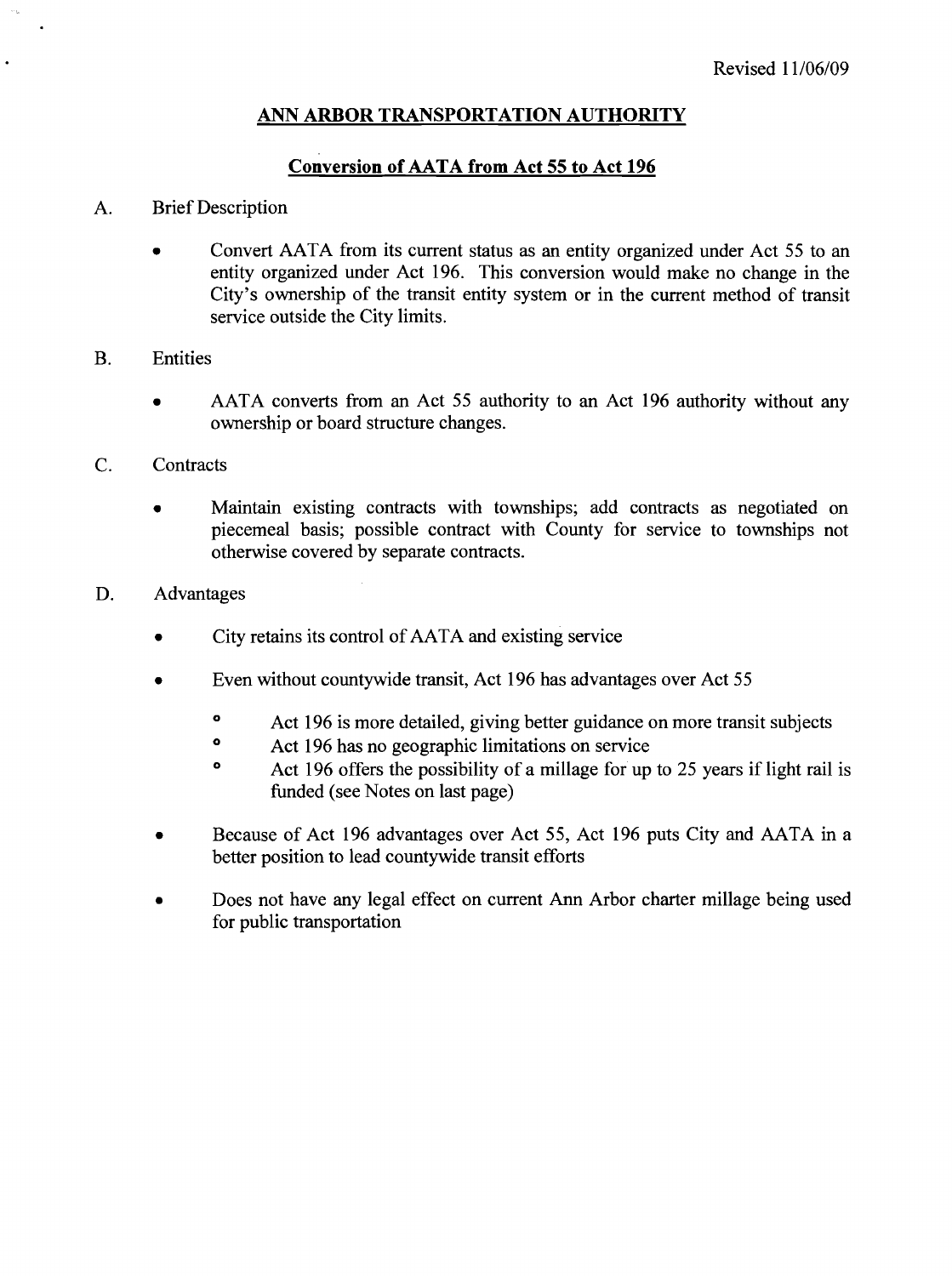Revised 11/06/09

# ANN ARBOR TRANSPORTATION AUTHORITY

## Conversion of AATA from Act 55 to Act 196

A. Brief Description

- Convert AATA from its current status as an entity organized under Act 55 to an entity organized under Act 196. This conversion would make no change in the City's ownership of the transit entity system or in the current method of transit service outside the City limits.

B. Entities

- AATA converts from an Act 55 authority to an Act 196 authority without any ownership or board structure changes.

C. Contracts

- Maintain existing contracts with townships; add contracts as negotiated on piecemeal basis; possible contract with County for service to townships not otherwise covered by separate contracts.

D. Advantages

- City retains its control of AATA and existing service
- Even without countywide transit, Act 196 has advantages over Act 55
  - Act 196 is more detailed, giving better guidance on more transit subjects
  - Act 196 has no geographic limitations on service
  - Act 196 offers the possibility of a millage for up to 25 years if light rail is funded (see Notes on last page)
- Because of Act 196 advantages over Act 55, Act 196 puts City and AATA in a better position to lead countywide transit efforts
- Does not have any legal effect on current Ann Arbor charter millage being used for public transportation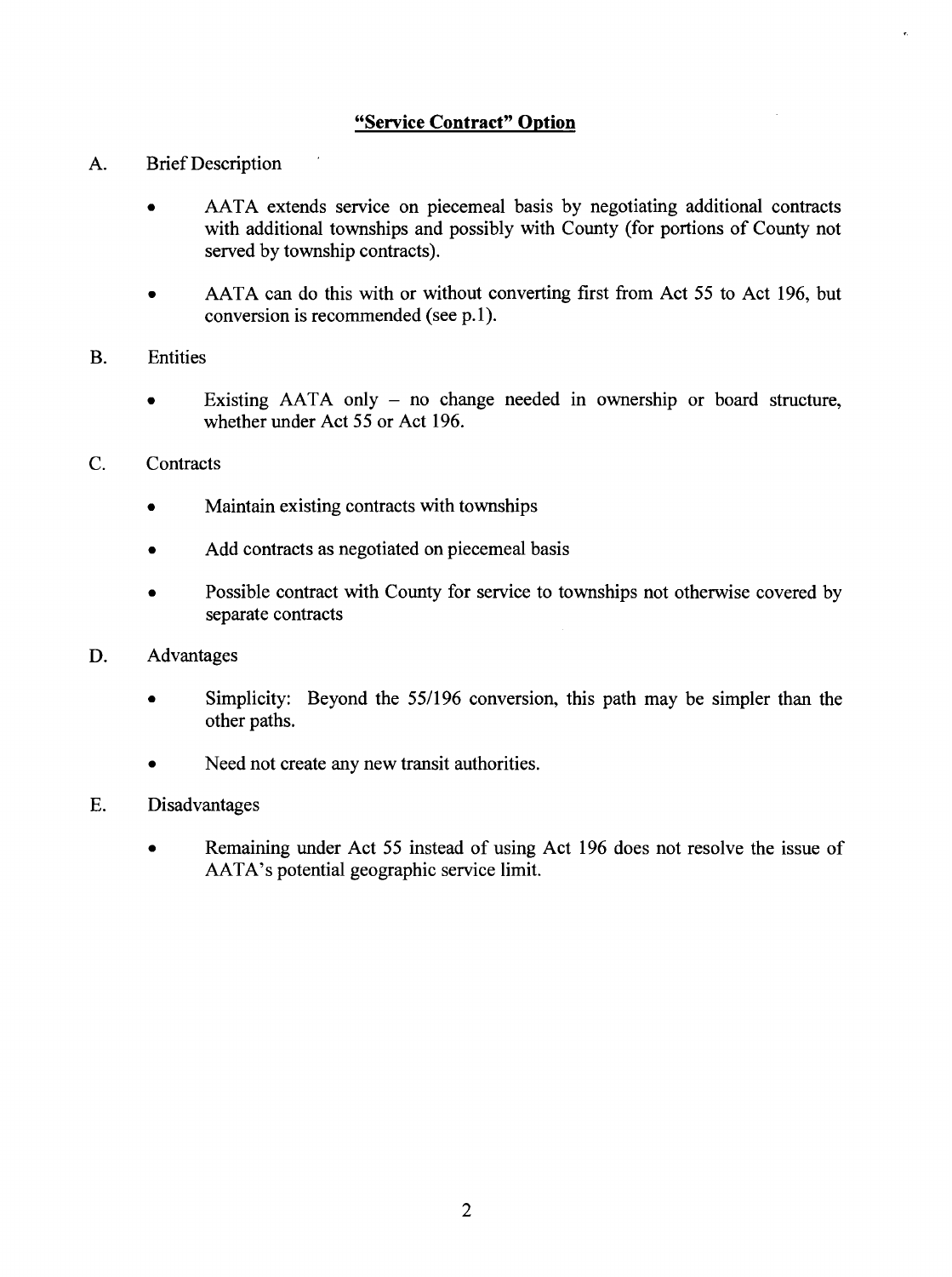## "Service Contract" Option

A. Brief Description

- AATA extends service on piecemeal basis by negotiating additional contracts with additional townships and possibly with County (for portions of County not served by township contracts).
- AATA can do this with or without converting first from Act 55 to Act 196, but conversion is recommended (see p.1).

B. Entities

- Existing AATA only – no change needed in ownership or board structure, whether under Act 55 or Act 196.

C. Contracts

- Maintain existing contracts with townships
- Add contracts as negotiated on piecemeal basis
- Possible contract with County for service to townships not otherwise covered by separate contracts

D. Advantages

- Simplicity: Beyond the 55/196 conversion, this path may be simpler than the other paths.
- Need not create any new transit authorities.

E. Disadvantages

- Remaining under Act 55 instead of using Act 196 does not resolve the issue of AATA's potential geographic service limit.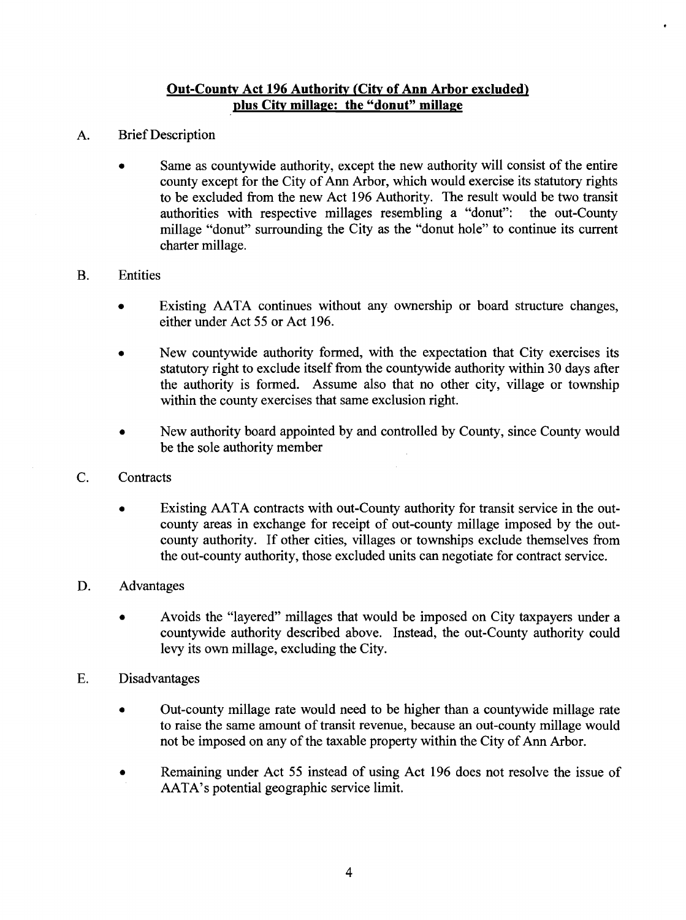## Out-County Act 196 Authority (City of Ann Arbor excluded) plus City millage: the "donut" millage

A. Brief Description

- Same as countywide authority, except the new authority will consist of the entire county except for the City of Ann Arbor, which would exercise its statutory rights to be excluded from the new Act 196 Authority. The result would be two transit authorities with respective millages resembling a "donut": the out-County millage "donut" surrounding the City as the "donut hole" to continue its current charter millage.

B. Entities

- Existing AATA continues without any ownership or board structure changes, either under Act 55 or Act 196.
- New countywide authority formed, with the expectation that City exercises its statutory right to exclude itself from the countywide authority within 30 days after the authority is formed. Assume also that no other city, village or township within the county exercises that same exclusion right.
- New authority board appointed by and controlled by County, since County would be the sole authority member

C. Contracts

- Existing AATA contracts with out-County authority for transit service in the out-county areas in exchange for receipt of out-county millage imposed by the out-county authority. If other cities, villages or townships exclude themselves from the out-county authority, those excluded units can negotiate for contract service.

D. Advantages

- Avoids the "layered" millages that would be imposed on City taxpayers under a countywide authority described above. Instead, the out-County authority could levy its own millage, excluding the City.

E. Disadvantages

- Out-county millage rate would need to be higher than a countywide millage rate to raise the same amount of transit revenue, because an out-county millage would not be imposed on any of the taxable property within the City of Ann Arbor.
- Remaining under Act 55 instead of using Act 196 does not resolve the issue of AATA's potential geographic service limit.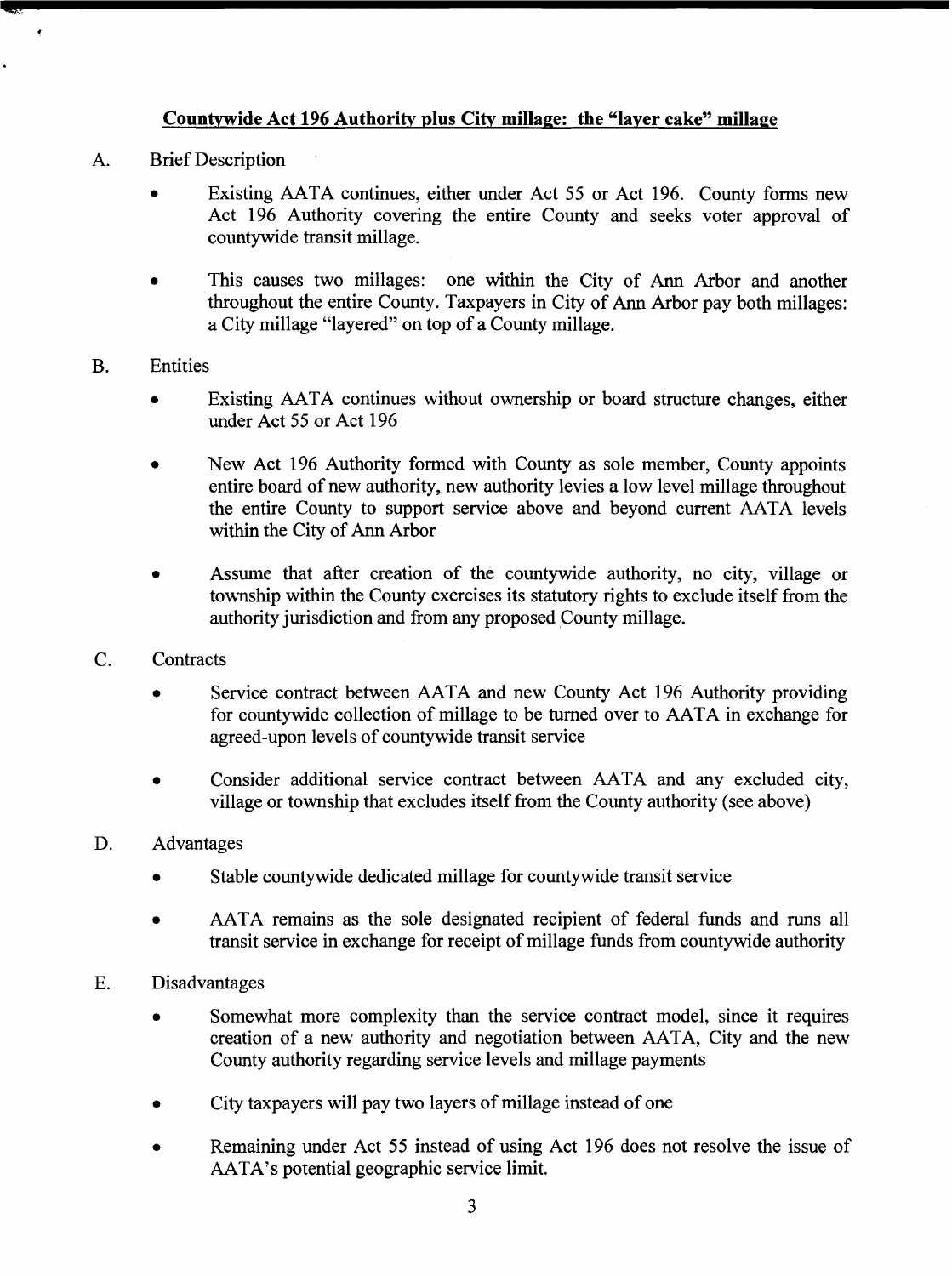## Countywide Act 196 Authority plus City millage: the "layer cake" millage

A. Brief Description

- Existing AATA continues, either under Act 55 or Act 196. County forms new Act 196 Authority covering the entire County and seeks voter approval of countywide transit millage.
- This causes two millages: one within the City of Ann Arbor and another throughout the entire County. Taxpayers in City of Ann Arbor pay both millages: a City millage "layered" on top of a County millage.

B. Entities

- Existing AATA continues without ownership or board structure changes, either under Act 55 or Act 196
- New Act 196 Authority formed with County as sole member, County appoints entire board of new authority, new authority levies a low level millage throughout the entire County to support service above and beyond current AATA levels within the City of Ann Arbor
- Assume that after creation of the countywide authority, no city, village or township within the County exercises its statutory rights to exclude itself from the authority jurisdiction and from any proposed County millage.

C. Contracts

- Service contract between AATA and new County Act 196 Authority providing for countywide collection of millage to be turned over to AATA in exchange for agreed-upon levels of countywide transit service
- Consider additional service contract between AATA and any excluded city, village or township that excludes itself from the County authority (see above)

D. Advantages

- Stable countywide dedicated millage for countywide transit service
- AATA remains as the sole designated recipient of federal funds and runs all transit service in exchange for receipt of millage funds from countywide authority

E. Disadvantages

- Somewhat more complexity than the service contract model, since it requires creation of a new authority and negotiation between AATA, City and the new County authority regarding service levels and millage payments
- City taxpayers will pay two layers of millage instead of one
- Remaining under Act 55 instead of using Act 196 does not resolve the issue of AATA's potential geographic service limit.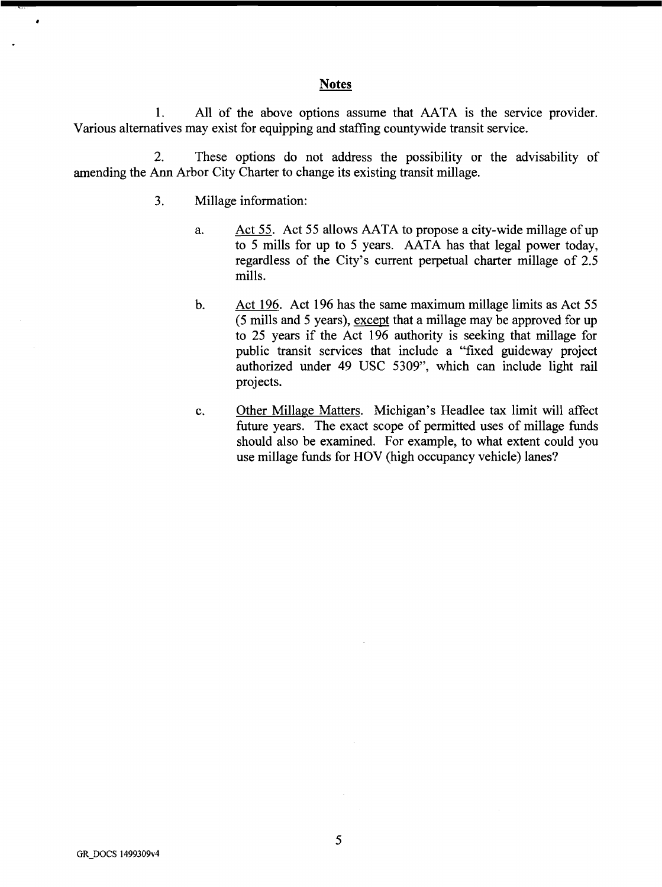## Notes

1. All of the above options assume that AATA is the service provider. Various alternatives may exist for equipping and staffing countywide transit service.

2. These options do not address the possibility or the advisability of amending the Ann Arbor City Charter to change its existing transit millage.

3. Millage information:

   a. Act 55. Act 55 allows AATA to propose a city-wide millage of up to 5 mills for up to 5 years. AATA has that legal power today, regardless of the City's current perpetual charter millage of 2.5 mills.

   b. Act 196. Act 196 has the same maximum millage limits as Act 55 (5 mills and 5 years), except that a millage may be approved for up to 25 years if the Act 196 authority is seeking that millage for public transit services that include a "fixed guideway project authorized under 49 USC 5309", which can include light rail projects.

   c. Other Millage Matters. Michigan's Headlee tax limit will affect future years. The exact scope of permitted uses of millage funds should also be examined. For example, to what extent could you use millage funds for HOV (high occupancy vehicle) lanes?

GR_DOCS 1499309v4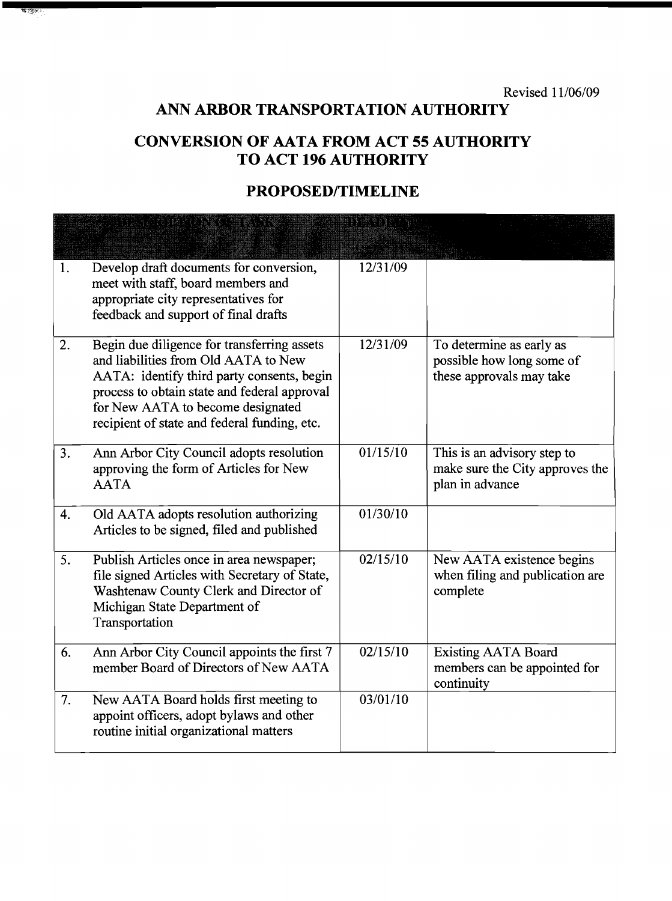Revised 11/06/09

# ANN ARBOR TRANSPORTATION AUTHORITY

## CONVERSION OF AATA FROM ACT 55 AUTHORITY TO ACT 196 AUTHORITY

## PROPOSED/TIMELINE

| | DESCRIPTION OF TASK | DEADLINE | |
|---|---|---|---|
| 1. | Develop draft documents for conversion, meet with staff, board members and appropriate city representatives for feedback and support of final drafts | 12/31/09 | |
| 2. | Begin due diligence for transferring assets and liabilities from Old AATA to New AATA: identify third party consents, begin process to obtain state and federal approval for New AATA to become designated recipient of state and federal funding, etc. | 12/31/09 | To determine as early as possible how long some of these approvals may take |
| 3. | Ann Arbor City Council adopts resolution approving the form of Articles for New AATA | 01/15/10 | This is an advisory step to make sure the City approves the plan in advance |
| 4. | Old AATA adopts resolution authorizing Articles to be signed, filed and published | 01/30/10 | |
| 5. | Publish Articles once in area newspaper; file signed Articles with Secretary of State, Washtenaw County Clerk and Director of Michigan State Department of Transportation | 02/15/10 | New AATA existence begins when filing and publication are complete |
| 6. | Ann Arbor City Council appoints the first 7 member Board of Directors of New AATA | 02/15/10 | Existing AATA Board members can be appointed for continuity |
| 7. | New AATA Board holds first meeting to appoint officers, adopt bylaws and other routine initial organizational matters | 03/01/10 | |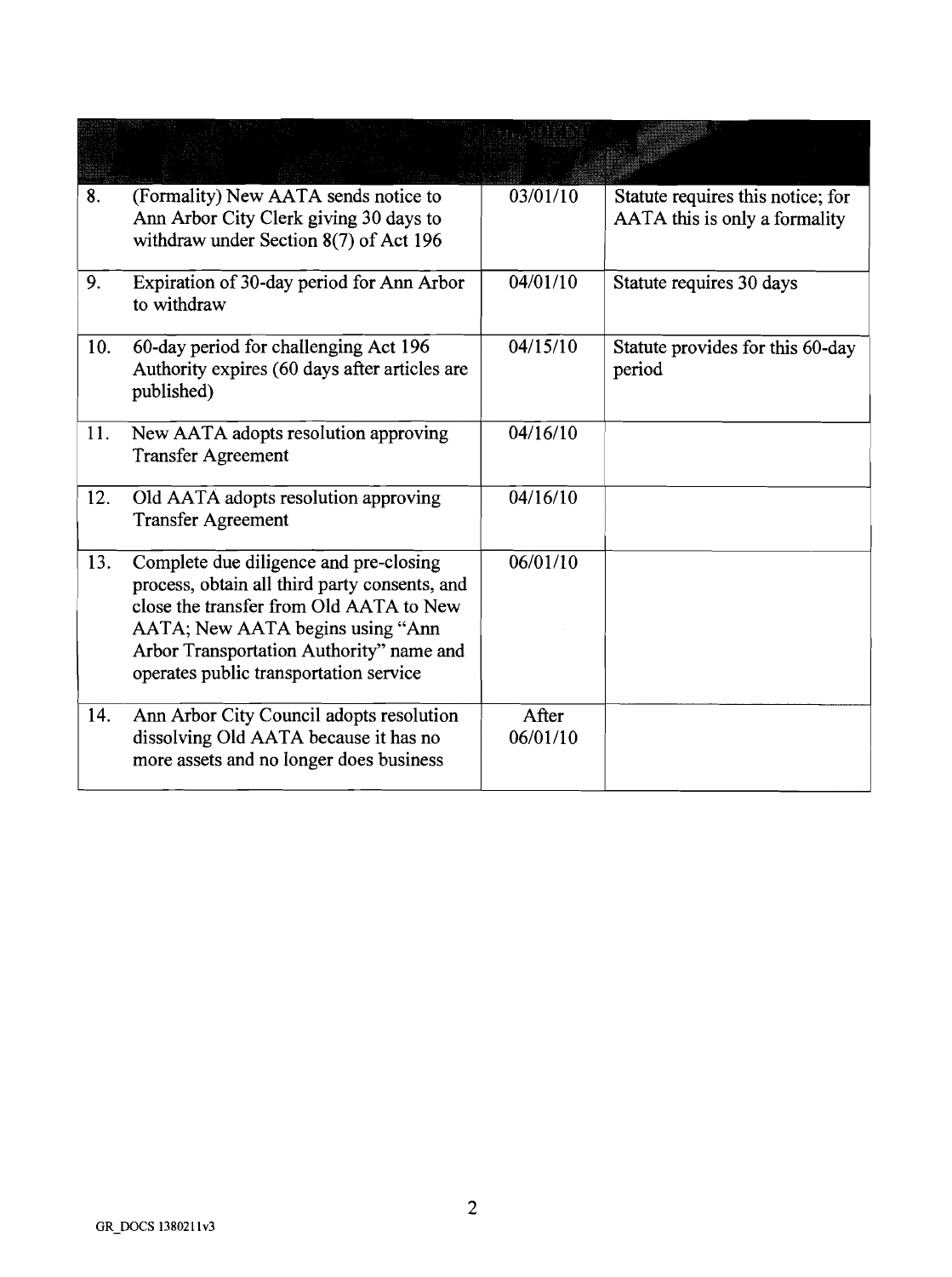| | | | |
|---|---|---|---|
| 8. | (Formality) New AATA sends notice to Ann Arbor City Clerk giving 30 days to withdraw under Section 8(7) of Act 196 | 03/01/10 | Statute requires this notice; for AATA this is only a formality |
| 9. | Expiration of 30-day period for Ann Arbor to withdraw | 04/01/10 | Statute requires 30 days |
| 10. | 60-day period for challenging Act 196 Authority expires (60 days after articles are published) | 04/15/10 | Statute provides for this 60-day period |
| 11. | New AATA adopts resolution approving Transfer Agreement | 04/16/10 | |
| 12. | Old AATA adopts resolution approving Transfer Agreement | 04/16/10 | |
| 13. | Complete due diligence and pre-closing process, obtain all third party consents, and close the transfer from Old AATA to New AATA; New AATA begins using "Ann Arbor Transportation Authority" name and operates public transportation service | 06/01/10 | |
| 14. | Ann Arbor City Council adopts resolution dissolving Old AATA because it has no more assets and no longer does business | After 06/01/10 | |

GR_DOCS 1380211v3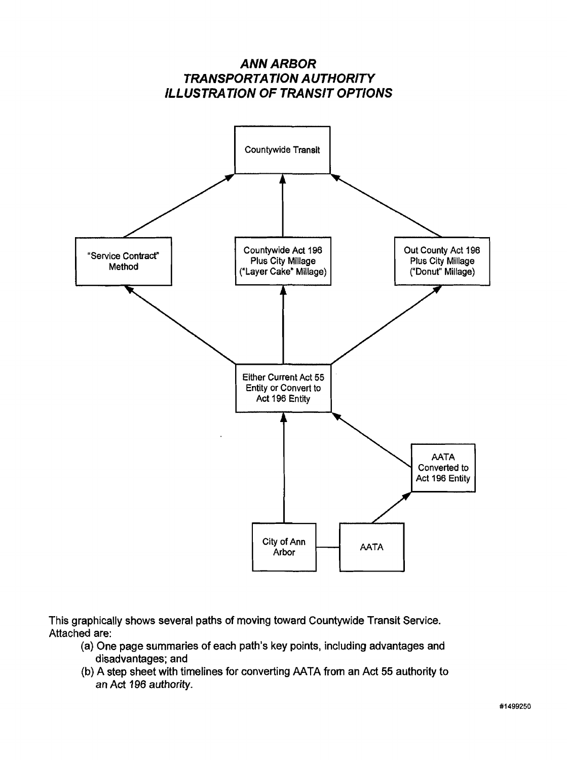# *ANN ARBOR TRANSPORTATION AUTHORITY ILLUSTRATION OF TRANSIT OPTIONS*

Countywide Transit

"Service Contract" Method

Countywide Act 196 Plus City Millage ("Layer Cake" Millage)

Out County Act 196 Plus City Millage ("Donut" Millage)

Either Current Act 55 Entity or Convert to Act 196 Entity

AATA Converted to Act 196 Entity

City of Ann Arbor

AATA

This graphically shows several paths of moving toward Countywide Transit Service. Attached are:

(a) One page summaries of each path's key points, including advantages and disadvantages; and

(b) A step sheet with timelines for converting AATA from an Act 55 authority to *an Act 196 authority.*

#1499250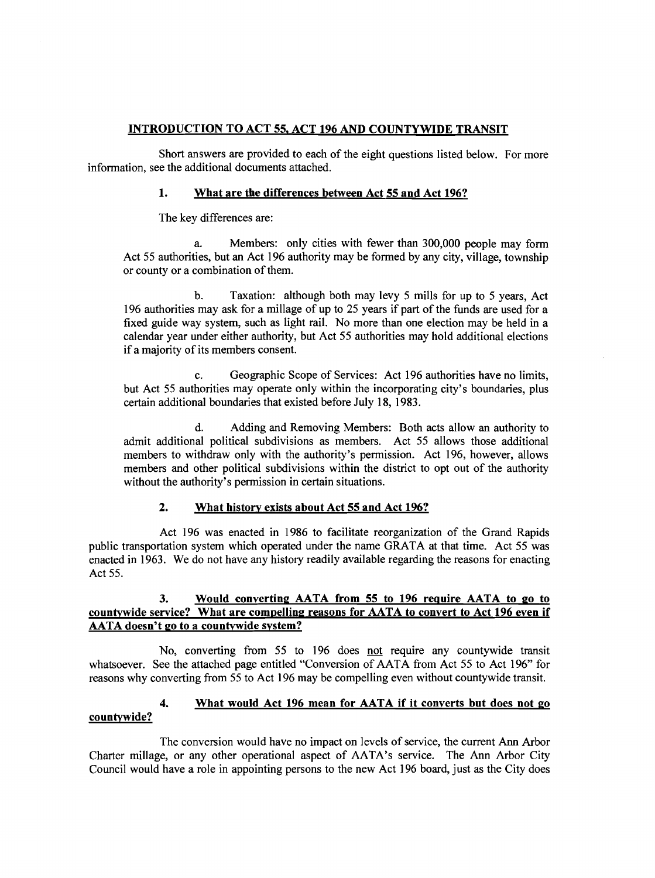## INTRODUCTION TO ACT 55, ACT 196 AND COUNTYWIDE TRANSIT

Short answers are provided to each of the eight questions listed below. For more information, see the additional documents attached.

### 1. What are the differences between Act 55 and Act 196?

The key differences are:

a. Members: only cities with fewer than 300,000 people may form Act 55 authorities, but an Act 196 authority may be formed by any city, village, township or county or a combination of them.

b. Taxation: although both may levy 5 mills for up to 5 years, Act 196 authorities may ask for a millage of up to 25 years if part of the funds are used for a fixed guide way system, such as light rail. No more than one election may be held in a calendar year under either authority, but Act 55 authorities may hold additional elections if a majority of its members consent.

c. Geographic Scope of Services: Act 196 authorities have no limits, but Act 55 authorities may operate only within the incorporating city's boundaries, plus certain additional boundaries that existed before July 18, 1983.

d. Adding and Removing Members: Both acts allow an authority to admit additional political subdivisions as members. Act 55 allows those additional members to withdraw only with the authority's permission. Act 196, however, allows members and other political subdivisions within the district to opt out of the authority without the authority's permission in certain situations.

### 2. What history exists about Act 55 and Act 196?

Act 196 was enacted in 1986 to facilitate reorganization of the Grand Rapids public transportation system which operated under the name GRATA at that time. Act 55 was enacted in 1963. We do not have any history readily available regarding the reasons for enacting Act 55.

### 3. Would converting AATA from 55 to 196 require AATA to go to countywide service? What are compelling reasons for AATA to convert to Act 196 even if AATA doesn't go to a countywide system?

No, converting from 55 to 196 does not require any countywide transit whatsoever. See the attached page entitled "Conversion of AATA from Act 55 to Act 196" for reasons why converting from 55 to Act 196 may be compelling even without countywide transit.

### 4. What would Act 196 mean for AATA if it converts but does not go countywide?

The conversion would have no impact on levels of service, the current Ann Arbor Charter millage, or any other operational aspect of AATA's service. The Ann Arbor City Council would have a role in appointing persons to the new Act 196 board, just as the City does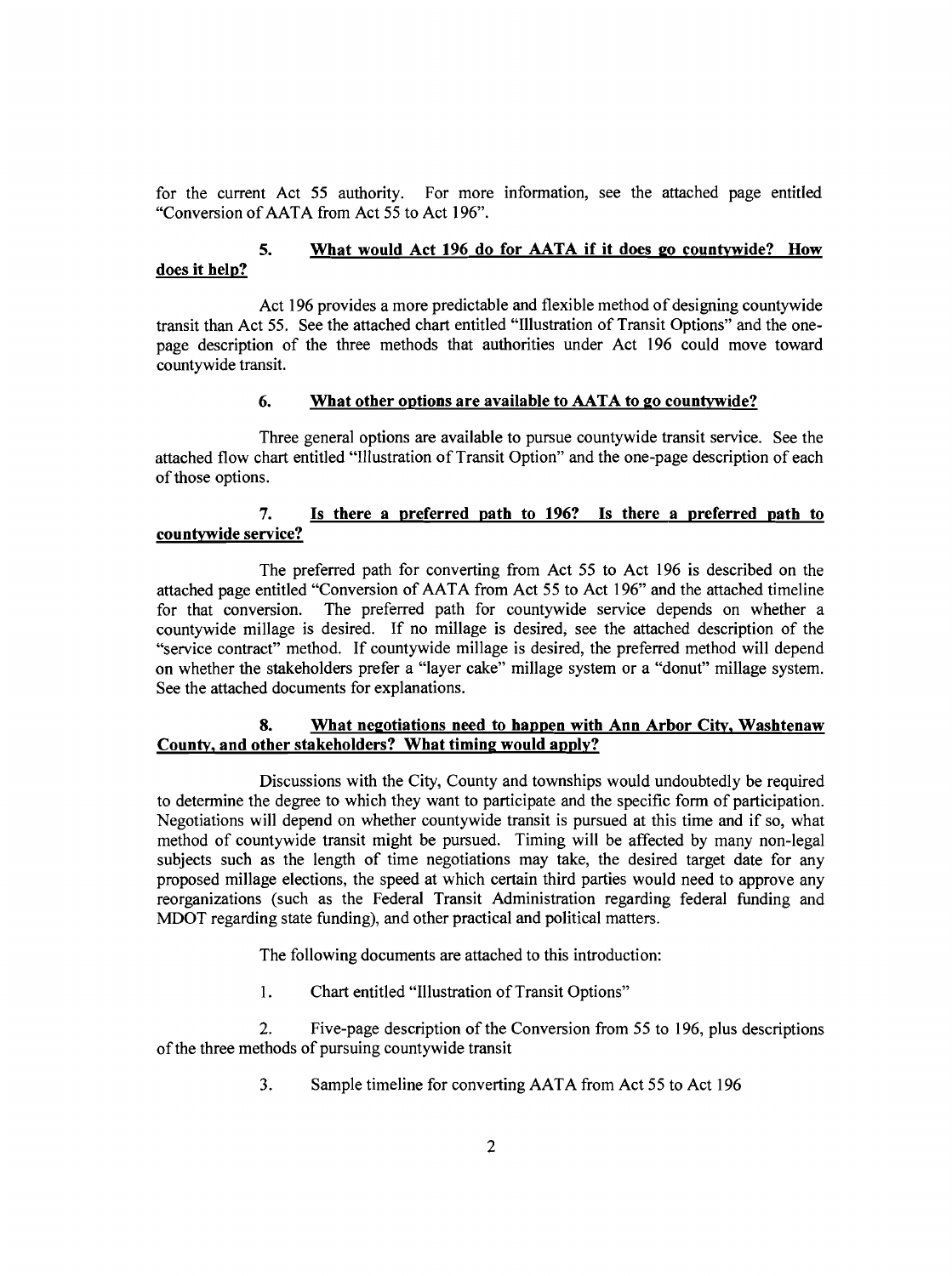for the current Act 55 authority. For more information, see the attached page entitled "Conversion of AATA from Act 55 to Act 196".

**5. What would Act 196 do for AATA if it does go countywide? How does it help?**

Act 196 provides a more predictable and flexible method of designing countywide transit than Act 55. See the attached chart entitled "Illustration of Transit Options" and the one-page description of the three methods that authorities under Act 196 could move toward countywide transit.

**6. What other options are available to AATA to go countywide?**

Three general options are available to pursue countywide transit service. See the attached flow chart entitled "Illustration of Transit Option" and the one-page description of each of those options.

**7. Is there a preferred path to 196? Is there a preferred path to countywide service?**

The preferred path for converting from Act 55 to Act 196 is described on the attached page entitled "Conversion of AATA from Act 55 to Act 196" and the attached timeline for that conversion. The preferred path for countywide service depends on whether a countywide millage is desired. If no millage is desired, see the attached description of the "service contract" method. If countywide millage is desired, the preferred method will depend on whether the stakeholders prefer a "layer cake" millage system or a "donut" millage system. See the attached documents for explanations.

**8. What negotiations need to happen with Ann Arbor City, Washtenaw County, and other stakeholders? What timing would apply?**

Discussions with the City, County and townships would undoubtedly be required to determine the degree to which they want to participate and the specific form of participation. Negotiations will depend on whether countywide transit is pursued at this time and if so, what method of countywide transit might be pursued. Timing will be affected by many non-legal subjects such as the length of time negotiations may take, the desired target date for any proposed millage elections, the speed at which certain third parties would need to approve any reorganizations (such as the Federal Transit Administration regarding federal funding and MDOT regarding state funding), and other practical and political matters.

The following documents are attached to this introduction:

1. Chart entitled "Illustration of Transit Options"

2. Five-page description of the Conversion from 55 to 196, plus descriptions of the three methods of pursuing countywide transit

3. Sample timeline for converting AATA from Act 55 to Act 196